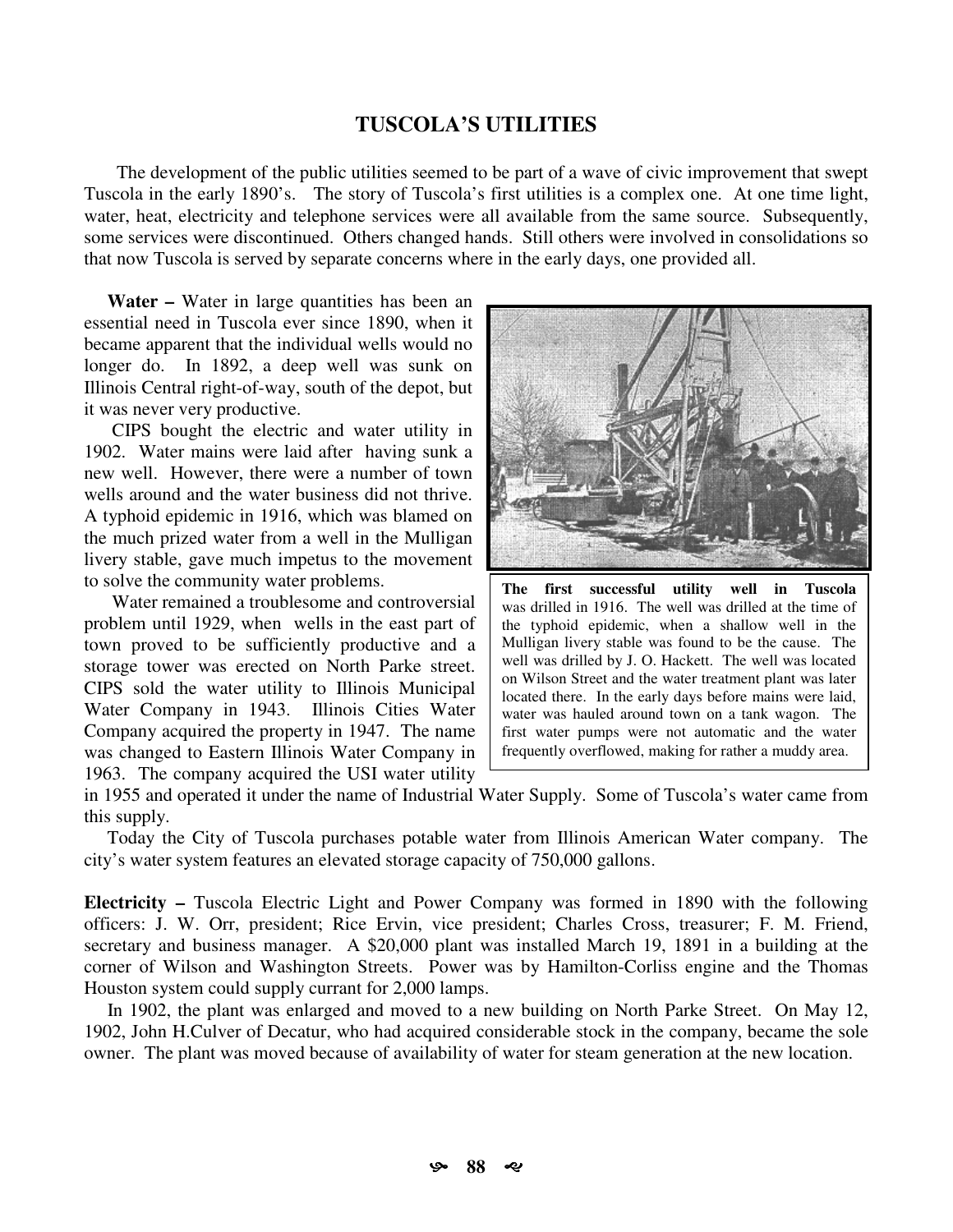# TUSCOLA'S UTILITIES

The development of the public utilities seemed to be part of a wave of civic improvement that swept Tuscola in the early 1890's. The story of Tuscola's first utilities is a complex one. At one time light, water, heat, electricity and telephone services were all available from the same source. Subsequently, some services were discontinued. Others changed hands. Still others were involved in consolidations so that now Tuscola is served by separate concerns where in the early days, one provided all.

**Water –** Water in large quantities has been an essential need in Tuscola ever since 1890, when it became apparent that the individual wells would no longer do. In 1892, a deep well was sunk on Illinois Central right-of-way, south of the depot, but it was never very productive.

CIPS bought the electric and water utility in 1902. Water mains were laid after having sunk a new well. However, there were a number of town wells around and the water business did not thrive. A typhoid epidemic in 1916, which was blamed on the much prized water from a well in the Mulligan livery stable, gave much impetus to the movement to solve the community water problems.

**The first successful utility well in Tuscola** was drilled in 1916. The well was drilled at the time of the typhoid epidemic, when a shallow well in the Mulligan livery stable was found to be the cause. The well was drilled by J. O. Hackett. The well was located on Wilson Street and the water treatment plant was later located there. In the early days before mains were laid, water was hauled around town on a tank wagon. The first water pumps were not automatic and the water frequently overflowed, making for rather a muddy area.

Water remained a troublesome and controversial problem until 1929, when wells in the east part of town proved to be sufficiently productive and a storage tower was erected on North Parke street. CIPS sold the water utility to Illinois Municipal Water Company in 1943. Illinois Cities Water Company acquired the property in 1947. The name was changed to Eastern Illinois Water Company in 1963. The company acquired the USI water utility in 1955 and operated it under the name of Industrial Water Supply. Some of Tuscola's water came from this supply.

Today the City of Tuscola purchases potable water from Illinois American Water company. The city's water system features an elevated storage capacity of 750,000 gallons.

**Electricity –** Tuscola Electric Light and Power Company was formed in 1890 with the following officers: J. W. Orr, president; Rice Ervin, vice president; Charles Cross, treasurer; F. M. Friend, secretary and business manager. A $20,000 plant was installed March 19, 1891 in a building at the corner of Wilson and Washington Streets. Power was by Hamilton-Corliss engine and the Thomas Houston system could supply currant for 2,000 lamps.

In 1902, the plant was enlarged and moved to a new building on North Parke Street. On May 12, 1902, John H.Culver of Decatur, who had acquired considerable stock in the company, became the sole owner. The plant was moved because of availability of water for steam generation at the new location.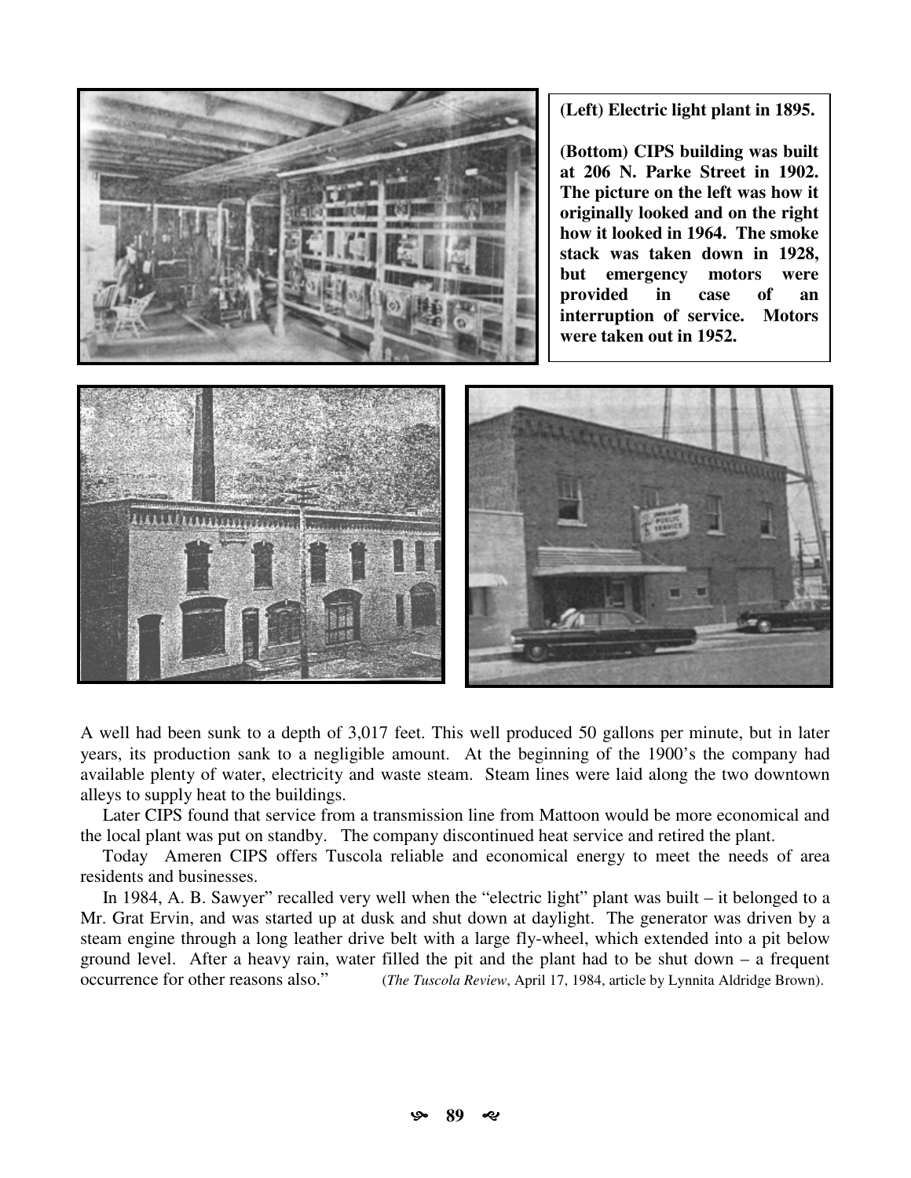**(Left) Electric light plant in 1895.**

**(Bottom) CIPS building was built at 206 N. Parke Street in 1902. The picture on the left was how it originally looked and on the right how it looked in 1964. The smoke stack was taken down in 1928, but emergency motors were provided in case of an interruption of service. Motors were taken out in 1952.**

A well had been sunk to a depth of 3,017 feet. This well produced 50 gallons per minute, but in later years, its production sank to a negligible amount. At the beginning of the 1900's the company had available plenty of water, electricity and waste steam. Steam lines were laid along the two downtown alleys to supply heat to the buildings.

Later CIPS found that service from a transmission line from Mattoon would be more economical and the local plant was put on standby. The company discontinued heat service and retired the plant.

Today Ameren CIPS offers Tuscola reliable and economical energy to meet the needs of area residents and businesses.

In 1984, A. B. Sawyer" recalled very well when the "electric light" plant was built – it belonged to a Mr. Grat Ervin, and was started up at dusk and shut down at daylight. The generator was driven by a steam engine through a long leather drive belt with a large fly-wheel, which extended into a pit below ground level. After a heavy rain, water filled the pit and the plant had to be shut down – a frequent occurrence for other reasons also." (*The Tuscola Review*, April 17, 1984, article by Lynnita Aldridge Brown).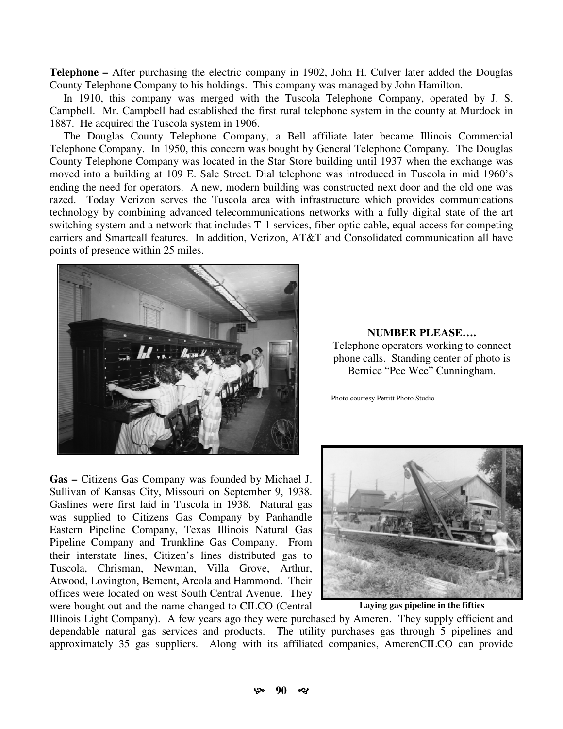**Telephone –** After purchasing the electric company in 1902, John H. Culver later added the Douglas County Telephone Company to his holdings. This company was managed by John Hamilton.

In 1910, this company was merged with the Tuscola Telephone Company, operated by J. S. Campbell. Mr. Campbell had established the first rural telephone system in the county at Murdock in 1887. He acquired the Tuscola system in 1906.

The Douglas County Telephone Company, a Bell affiliate later became Illinois Commercial Telephone Company. In 1950, this concern was bought by General Telephone Company. The Douglas County Telephone Company was located in the Star Store building until 1937 when the exchange was moved into a building at 109 E. Sale Street. Dial telephone was introduced in Tuscola in mid 1960's ending the need for operators. A new, modern building was constructed next door and the old one was razed. Today Verizon serves the Tuscola area with infrastructure which provides communications technology by combining advanced telecommunications networks with a fully digital state of the art switching system and a network that includes T-1 services, fiber optic cable, equal access for competing carriers and Smartcall features. In addition, Verizon, AT&T and Consolidated communication all have points of presence within 25 miles.

**NUMBER PLEASE….**
Telephone operators working to connect phone calls. Standing center of photo is Bernice "Pee Wee" Cunningham.

Photo courtesy Pettitt Photo Studio

**Gas –** Citizens Gas Company was founded by Michael J. Sullivan of Kansas City, Missouri on September 9, 1938. Gaslines were first laid in Tuscola in 1938. Natural gas was supplied to Citizens Gas Company by Panhandle Eastern Pipeline Company, Texas Illinois Natural Gas Pipeline Company and Trunkline Gas Company. From their interstate lines, Citizen's lines distributed gas to Tuscola, Chrisman, Newman, Villa Grove, Arthur, Atwood, Lovington, Bement, Arcola and Hammond. Their offices were located on west South Central Avenue. They were bought out and the name changed to CILCO (Central Illinois Light Company). A few years ago they were purchased by Ameren. They supply efficient and dependable natural gas services and products. The utility purchases gas through 5 pipelines and approximately 35 gas suppliers. Along with its affiliated companies, AmerenCILCO can provide

**Laying gas pipeline in the fifties**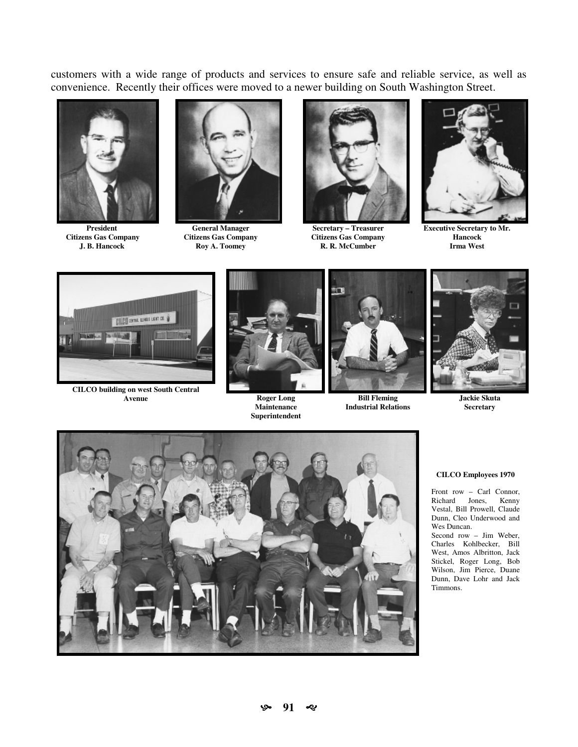customers with a wide range of products and services to ensure safe and reliable service, as well as convenience. Recently their offices were moved to a newer building on South Washington Street.

**President**
**Citizens Gas Company**
**J. B. Hancock**

**General Manager**
**Citizens Gas Company**
**Roy A. Toomey**

**Secretary – Treasurer**
**Citizens Gas Company**
**R. R. McCumber**

**Executive Secretary to Mr. Hancock**
**Irma West**

**CILCO building on west South Central Avenue**

**Roger Long**
**Maintenance Superintendent**

**Bill Fleming**
**Industrial Relations**

**Jackie Skuta**
**Secretary**

**CILCO Employees 1970**

Front row – Carl Connor, Richard Jones, Kenny Vestal, Bill Prowell, Claude Dunn, Cleo Underwood and Wes Duncan.
Second row – Jim Weber, Charles Kohlbecker, Bill West, Amos Albritton, Jack Stickel, Roger Long, Bob Wilson, Jim Pierce, Duane Dunn, Dave Lohr and Jack Timmons.